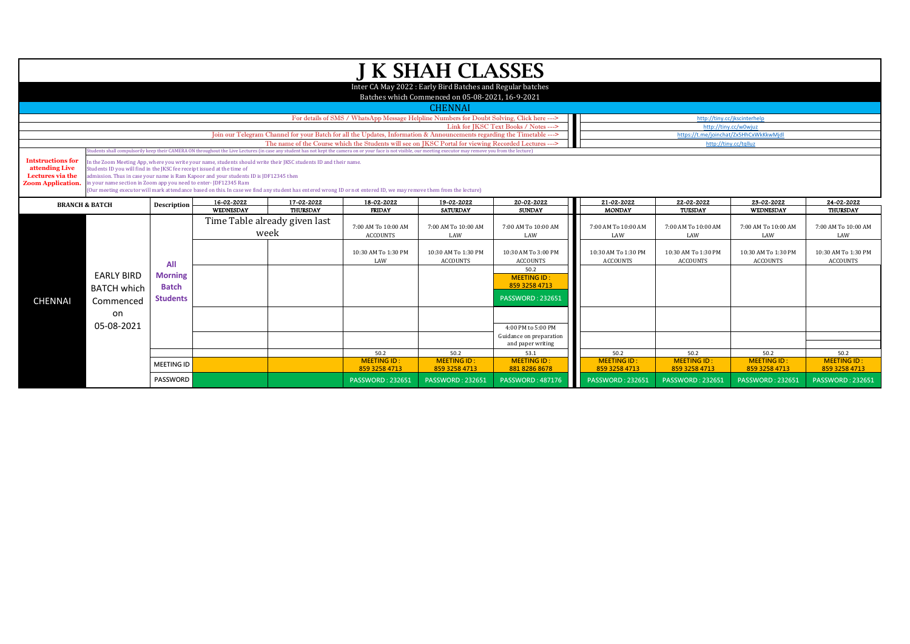# J K SHAH CLASSES

Inter CA May 2022 : Early Bird Batches and Regular batches

Batches which Commenced on 05-08-2021, 16-9-2021

## CHENNAI

| | |
|---|---|
| For details of SMS / WhatsApp Message Helpline Numbers for Doubt Solving, Click here ---> | http://tiny.cc/jkscinterhelp |
| Link for JKSC Text Books / Notes ---> | http://tiny.cc/w0wjuz |
| Join our Telegram Channel for your Batch for all the Updates, Information & Announcements regarding the Timetable ---> | https://t.me/joinchat/Zx5HhCxWkKkwMjdl |
| The name of the Course which the Students will see on JKSC Portal for viewing Recorded Lectures ---> | http://tiny.cc/tqlluz |

Students shall compulsorily keep their CAMERA ON throughout the Live Lectures (in case any student has not kept the camera on or your face is not visible, our meeting executor may remove you from the lecture)

**Intstructions for attending Live Lectures via the Zoom Application.**

In the Zoom Meeting App, where you write your name, students should write their JKSC students ID and their name.
Students ID you will find in the JKSC fee receipt issued at the time of admission. Thus in case your name is Ram Kapoor and your students ID is JDF12345 then in your name section in Zoom app you need to enter- JDF12345 Ram
(Our meeting executor will mark attendance based on this. In case we find any student has entered wrong ID or not entered ID, we may remove them from the lecture)

| BRANCH & BATCH | | Description | 16-02-2022 WEDNESDAY | 17-02-2022 THURSDAY | 18-02-2022 FRIDAY | 19-02-2022 SATURDAY | 20-02-2022 SUNDAY | 21-02-2022 MONDAY | 22-02-2022 TUESDAY | 23-02-2022 WEDNESDAY | 24-02-2022 THURSDAY |
|---|---|---|---|---|---|---|---|---|---|---|---|
| CHENNAI | EARLY BIRD BATCH which Commenced on 05-08-2021 | All Morning Batch Students | Time Table already given last week | | 7:00 AM To 10:00 AM ACCOUNTS | 7:00 AM To 10:00 AM LAW | 7:00 AM To 10:00 AM LAW | 7:00 AM To 10:00 AM LAW | 7:00 AM To 10:00 AM LAW | 7:00 AM To 10:00 AM LAW | 7:00 AM To 10:00 AM LAW |
| | | | | | 10:30 AM To 1:30 PM LAW | 10:30 AM To 1:30 PM ACCOUNTS | 10:30 AM To 3:00 PM ACCOUNTS | 10:30 AM To 1:30 PM ACCOUNTS | 10:30 AM To 1:30 PM ACCOUNTS | 10:30 AM To 1:30 PM ACCOUNTS | 10:30 AM To 1:30 PM ACCOUNTS |
| | | | | | | | 50.2 MEETING ID : 859 3258 4713 PASSWORD : 232651 | | | | |
| | | | | | | | 4:00 PM to 5:00 PM Guidance on preparation and paper writing | | | | |
| | | | | | 50.2 | 50.2 | 53.1 | 50.2 | 50.2 | 50.2 | 50.2 |
| | | MEETING ID | | | MEETING ID : 859 3258 4713 | MEETING ID : 859 3258 4713 | MEETING ID : 881 8286 8678 | MEETING ID : 859 3258 4713 | MEETING ID : 859 3258 4713 | MEETING ID : 859 3258 4713 | MEETING ID : 859 3258 4713 |
| | | PASSWORD | | | PASSWORD : 232651 | PASSWORD : 232651 | PASSWORD : 487176 | PASSWORD : 232651 | PASSWORD : 232651 | PASSWORD : 232651 | PASSWORD : 232651 |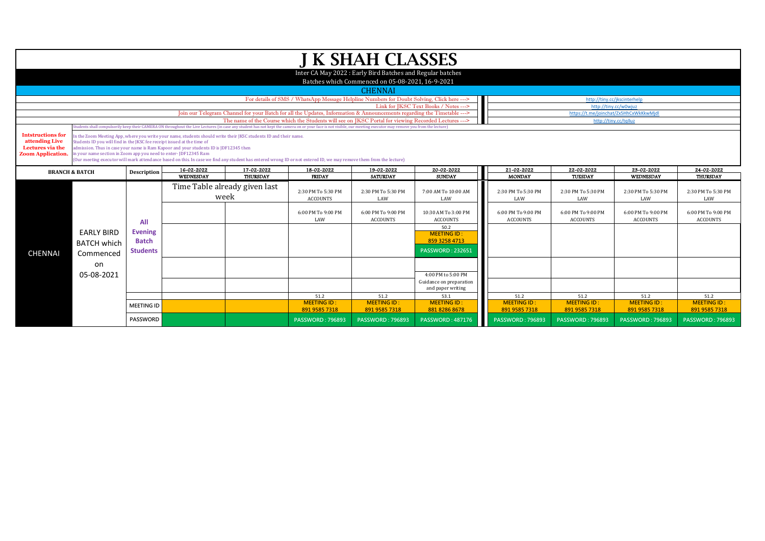# J K SHAH CLASSES

Inter CA May 2022 : Early Bird Batches and Regular batches

Batches which Commenced on 05-08-2021, 16-9-2021

## CHENNAI

For details of SMS / WhatsApp Message Helpline Numbers for Doubt Solving, Click here ---> http://tiny.cc/jkscinterhelp

Link for JKSC Text Books / Notes ---> http://tiny.cc/w0wjuz

Join our Telegram Channel for your Batch for all the Updates, Information & Announcements regarding the Timetable ---> https://t.me/joinchat/Zx5HhCxWkKkwMjdl

The name of the Course which the Students will see on JKSC Portal for viewing Recorded Lectures ---> http://tiny.cc/tqlluz

Students shall compulsorily keep their CAMERA ON throughout the Live Lectures (in case any student has not kept the camera on or your face is not visible, our meeting executor may remove you from the lecture)

**Intstructions for attending Live Lectures via the Zoom Application.**

In the Zoom Meeting App, where you write your name, students should write their JKSC students ID and their name.
Students ID you will find in the JKSC fee receipt issued at the time of admission. Thus in case your name is Ram Kapoor and your students ID is JDF12345 then in your name section in Zoom app you need to enter- JDF12345 Ram
(Our meeting executor will mark attendance based on this. In case we find any student has entered wrong ID or not entered ID, we may remove them from the lecture)

| BRANCH & BATCH | | Description | 16-02-2022 WEDNESDAY | 17-02-2022 THURSDAY | 18-02-2022 FRIDAY | 19-02-2022 SATURDAY | 20-02-2022 SUNDAY | 21-02-2022 MONDAY | 22-02-2022 TUESDAY | 23-02-2022 WEDNESDAY | 24-02-2022 THURSDAY |
|---|---|---|---|---|---|---|---|---|---|---|---|
| CHENNAI | EARLY BIRD BATCH which Commenced on 05-08-2021 | All Evening Batch Students | Time Table already given last week | | 2:30 PM To 5:30 PM ACCOUNTS | 2:30 PM To 5:30 PM LAW | 7:00 AM To 10:00 AM LAW | 2:30 PM To 5:30 PM LAW | 2:30 PM To 5:30 PM LAW | 2:30 PM To 5:30 PM LAW | 2:30 PM To 5:30 PM LAW |
| | | | | | 6:00 PM To 9:00 PM LAW | 6:00 PM To 9:00 PM ACCOUNTS | 10:30 AM To 3:00 PM ACCOUNTS | 6:00 PM To 9:00 PM ACCOUNTS | 6:00 PM To 9:00 PM ACCOUNTS | 6:00 PM To 9:00 PM ACCOUNTS | 6:00 PM To 9:00 PM ACCOUNTS |
| | | | | | | | 50.2 MEETING ID : 859 3258 4713 PASSWORD : 232651 | | | | |
| | | | | | | | | | | | |
| | | | | | | | 4:00 PM to 5:00 PM Guidance on preparation and paper writing | | | | |
| | | | | | 51.2 | 51.2 | 53.1 | 51.2 | 51.2 | 51.2 | 51.2 |
| | | MEETING ID | | | MEETING ID : 891 9585 7318 | MEETING ID : 891 9585 7318 | MEETING ID : 881 8286 8678 | MEETING ID : 891 9585 7318 | MEETING ID : 891 9585 7318 | MEETING ID : 891 9585 7318 | MEETING ID : 891 9585 7318 |
| | | PASSWORD | | | PASSWORD : 796893 | PASSWORD : 796893 | PASSWORD : 487176 | PASSWORD : 796893 | PASSWORD : 796893 | PASSWORD : 796893 | PASSWORD : 796893 |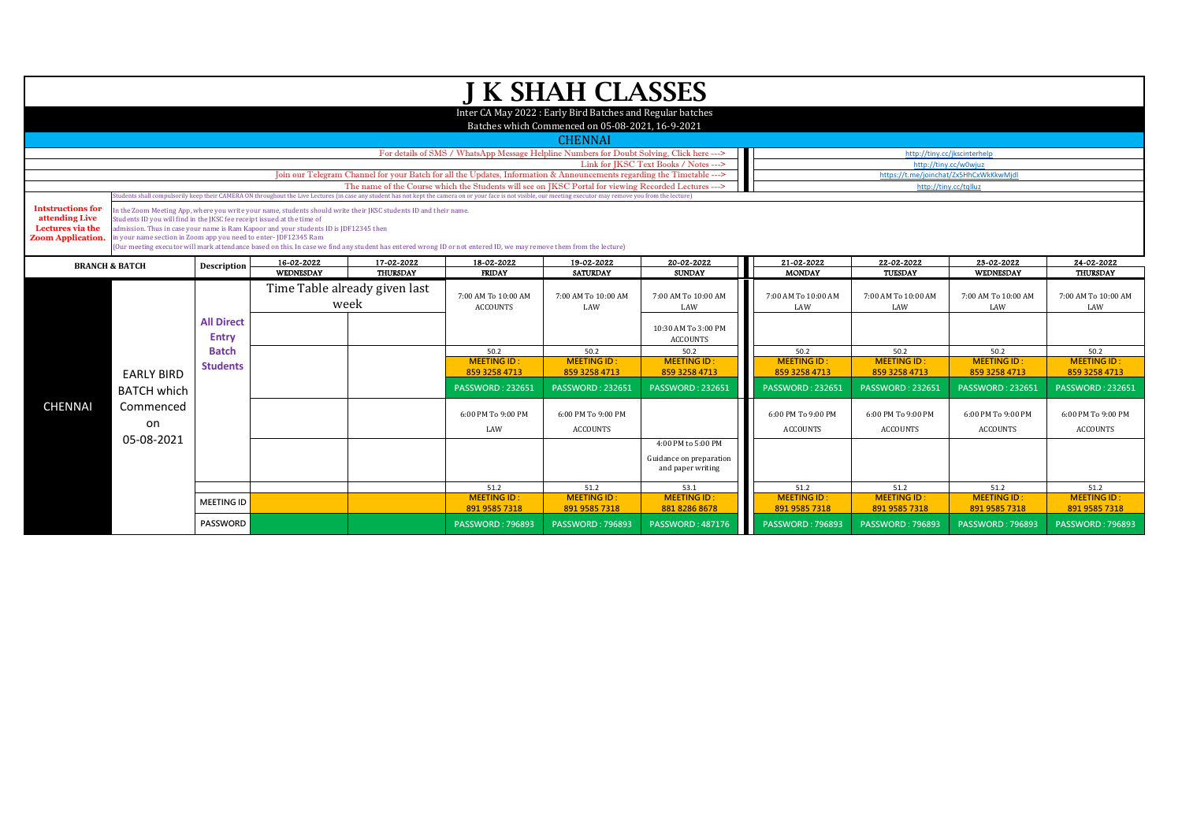# J K SHAH CLASSES

Inter CA May 2022 : Early Bird Batches and Regular batches

Batches which Commenced on 05-08-2021, 16-9-2021

## CHENNAI

| | |
|---|---|
| For details of SMS / WhatsApp Message Helpline Numbers for Doubt Solving, Click here ---> | http://tiny.cc/jkscinterhelp |
| Link for JKSC Text Books / Notes ---> | http://tiny.cc/w0wjuz |
| Join our Telegram Channel for your Batch for all the Updates, Information & Announcements regarding the Timetable ---> | https://t.me/joinchat/Zx5HhCxWkKkwMjdl |
| The name of the Course which the Students will see on JKSC Portal for viewing Recorded Lectures ---> | http://tiny.cc/tqlluz |

Students shall compulsorily keep their CAMERA ON throughout the Live Lectures (in case any student has not kept the camera on or your face is not visible, our meeting executor may remove you from the lecture)

**Intstructions for attending Live Lectures via the Zoom Application.**

In the Zoom Meeting App, where you write your name, students should write their JKSC students ID and their name.
Students ID you will find in the JKSC fee receipt issued at the time of admission. Thus in case your name is Ram Kapoor and your students ID is JDF12345 then in your name section in Zoom app you need to enter- JDF12345 Ram
(Our meeting executor will mark attendance based on this. In case we find any student has entered wrong ID or not entered ID, we may remove them from the lecture)

| BRANCH & BATCH | | Description | 16-02-2022 WEDNESDAY | 17-02-2022 THURSDAY | 18-02-2022 FRIDAY | 19-02-2022 SATURDAY | 20-02-2022 SUNDAY | 21-02-2022 MONDAY | 22-02-2022 TUESDAY | 23-02-2022 WEDNESDAY | 24-02-2022 THURSDAY |
|---|---|---|---|---|---|---|---|---|---|---|---|
| CHENNAI | EARLY BIRD BATCH which Commenced on 05-08-2021 | All Direct Entry Batch Students | Time Table already given last week | | 7:00 AM To 10:00 AM ACCOUNTS | 7:00 AM To 10:00 AM LAW | 7:00 AM To 10:00 AM LAW | 7:00 AM To 10:00 AM LAW | 7:00 AM To 10:00 AM LAW | 7:00 AM To 10:00 AM LAW | 7:00 AM To 10:00 AM LAW |
| | | | | | | | 10:30 AM To 3:00 PM ACCOUNTS | | | | |
| | | | | | 50.2 | 50.2 | 50.2 | 50.2 | 50.2 | 50.2 | 50.2 |
| | | | | | MEETING ID : 859 3258 4713 | MEETING ID : 859 3258 4713 | MEETING ID : 859 3258 4713 | MEETING ID : 859 3258 4713 | MEETING ID : 859 3258 4713 | MEETING ID : 859 3258 4713 | MEETING ID : 859 3258 4713 |
| | | | | | PASSWORD : 232651 | PASSWORD : 232651 | PASSWORD : 232651 | PASSWORD : 232651 | PASSWORD : 232651 | PASSWORD : 232651 | PASSWORD : 232651 |
| | | | | | 6:00 PM To 9:00 PM LAW | 6:00 PM To 9:00 PM ACCOUNTS | | 6:00 PM To 9:00 PM ACCOUNTS | 6:00 PM To 9:00 PM ACCOUNTS | 6:00 PM To 9:00 PM ACCOUNTS | 6:00 PM To 9:00 PM ACCOUNTS |
| | | | | | | | 4:00 PM to 5:00 PM Guidance on preparation and paper writing | | | | |
| | | | | | 51.2 | 51.2 | 53.1 | 51.2 | 51.2 | 51.2 | 51.2 |
| | | MEETING ID | | | MEETING ID : 891 9585 7318 | MEETING ID : 891 9585 7318 | MEETING ID : 881 8286 8678 | MEETING ID : 891 9585 7318 | MEETING ID : 891 9585 7318 | MEETING ID : 891 9585 7318 | MEETING ID : 891 9585 7318 |
| | | PASSWORD | | | PASSWORD : 796893 | PASSWORD : 796893 | PASSWORD : 487176 | PASSWORD : 796893 | PASSWORD : 796893 | PASSWORD : 796893 | PASSWORD : 796893 |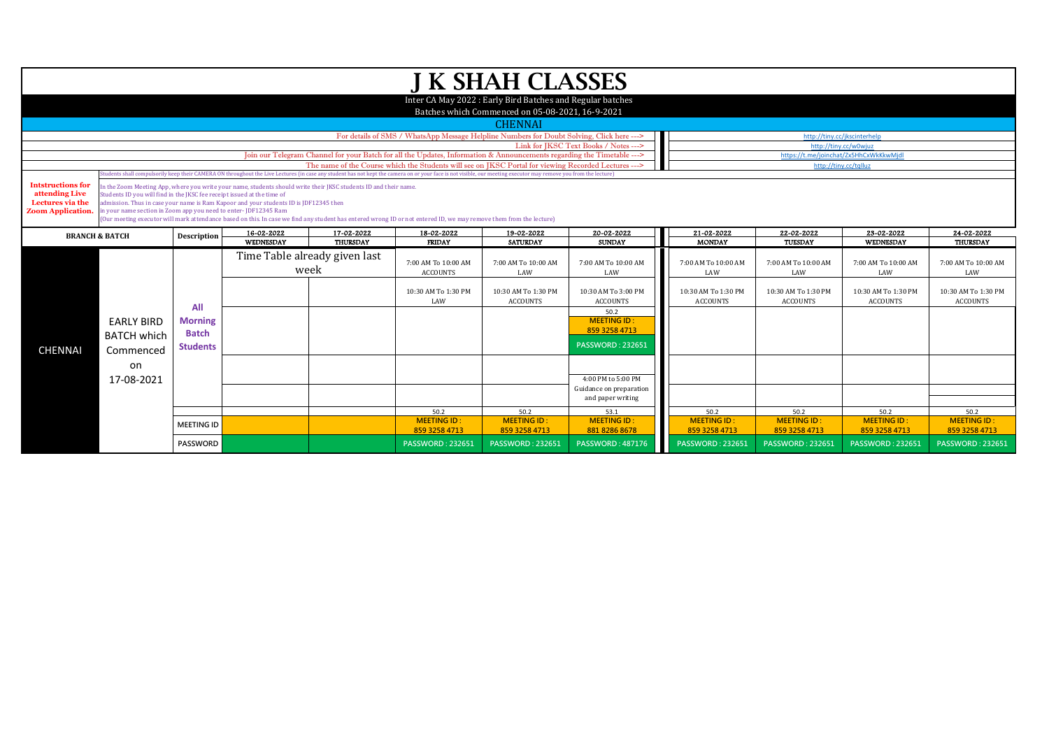# J K SHAH CLASSES

Inter CA May 2022 : Early Bird Batches and Regular batches

Batches which Commenced on 05-08-2021, 16-9-2021

## CHENNAI

| | |
|---|---|
| For details of SMS / WhatsApp Message Helpline Numbers for Doubt Solving, Click here ---> | http://tiny.cc/jkscinterhelp |
| Link for JKSC Text Books / Notes ---> | http://tiny.cc/w0wjuz |
| Join our Telegram Channel for your Batch for all the Updates, Information & Announcements regarding the Timetable ---> | https://t.me/joinchat/Zx5HhCxWkKkwMjdl |
| The name of the Course which the Students will see on JKSC Portal for viewing Recorded Lectures ---> | http://tiny.cc/tqlluz |

Students shall compulsorily keep their CAMERA ON throughout the Live Lectures (in case any student has not kept the camera on or your face is not visible, our meeting executor may remove you from the lecture)

**Intstructions for attending Live Lectures via the Zoom Application.**

In the Zoom Meeting App, where you write your name, students should write their JKSC students ID and their name.
Students ID you will find in the JKSC fee receipt issued at the time of admission. Thus in case your name is Ram Kapoor and your students ID is JDF12345 then in your name section in Zoom app you need to enter- JDF12345 Ram
(Our meeting executor will mark attendance based on this. In case we find any student has entered wrong ID or not entered ID, we may remove them from the lecture)

| BRANCH & BATCH | | Description | 16-02-2022 WEDNESDAY | 17-02-2022 THURSDAY | 18-02-2022 FRIDAY | 19-02-2022 SATURDAY | 20-02-2022 SUNDAY | 21-02-2022 MONDAY | 22-02-2022 TUESDAY | 23-02-2022 WEDNESDAY | 24-02-2022 THURSDAY |
|---|---|---|---|---|---|---|---|---|---|---|---|
| CHENNAI | EARLY BIRD BATCH which Commenced on 17-08-2021 | All Morning Batch Students | Time Table already given last week | | 7:00 AM To 10:00 AM ACCOUNTS | 7:00 AM To 10:00 AM LAW | 7:00 AM To 10:00 AM LAW | 7:00 AM To 10:00 AM LAW | 7:00 AM To 10:00 AM LAW | 7:00 AM To 10:00 AM LAW | 7:00 AM To 10:00 AM LAW |
| | | | | | 10:30 AM To 1:30 PM LAW | 10:30 AM To 1:30 PM ACCOUNTS | 10:30 AM To 3:00 PM ACCOUNTS | 10:30 AM To 1:30 PM ACCOUNTS | 10:30 AM To 1:30 PM ACCOUNTS | 10:30 AM To 1:30 PM ACCOUNTS | 10:30 AM To 1:30 PM ACCOUNTS |
| | | | | | | | 50.2 MEETING ID : 859 3258 4713 PASSWORD : 232651 | | | | |
| | | | | | | | 4:00 PM to 5:00 PM Guidance on preparation and paper writing | | | | |
| | | | | | 50.2 | 50.2 | 53.1 | 50.2 | 50.2 | 50.2 | 50.2 |
| | | MEETING ID | | | MEETING ID : 859 3258 4713 | MEETING ID : 859 3258 4713 | MEETING ID : 881 8286 8678 | MEETING ID : 859 3258 4713 | MEETING ID : 859 3258 4713 | MEETING ID : 859 3258 4713 | MEETING ID : 859 3258 4713 |
| | | PASSWORD | | | PASSWORD : 232651 | PASSWORD : 232651 | PASSWORD : 487176 | PASSWORD : 232651 | PASSWORD : 232651 | PASSWORD : 232651 | PASSWORD : 232651 |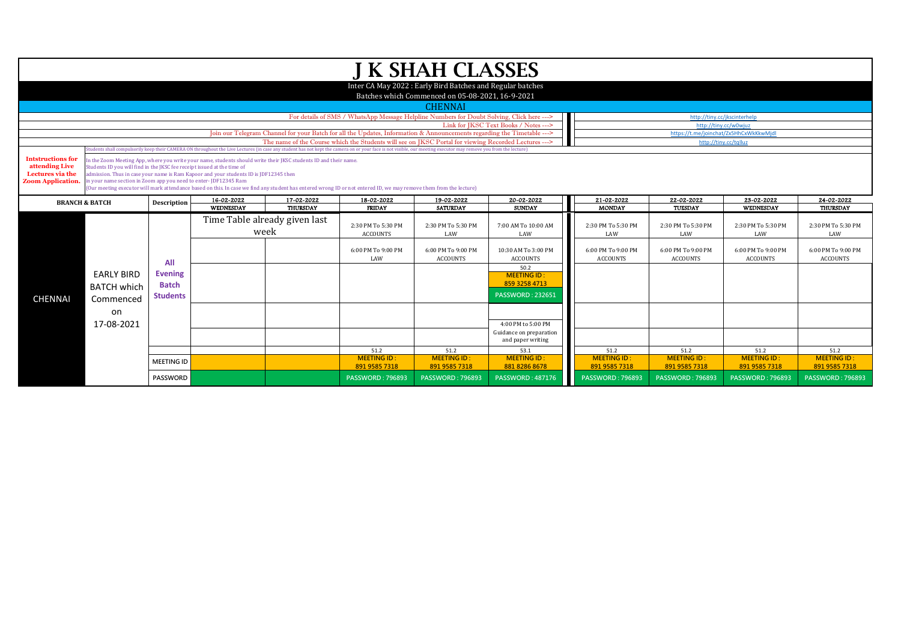# J K SHAH CLASSES

Inter CA May 2022 : Early Bird Batches and Regular batches

Batches which Commenced on 05-08-2021, 16-9-2021

## CHENNAI

| | |
|---|---|
| For details of SMS / WhatsApp Message Helpline Numbers for Doubt Solving, Click here ---> | http://tiny.cc/jkscinterhelp |
| Link for JKSC Text Books / Notes ---> | http://tiny.cc/w0wjuz |
| Join our Telegram Channel for your Batch for all the Updates, Information & Announcements regarding the Timetable ---> | https://t.me/joinchat/Zx5HhCxWkKkwMjdl |
| The name of the Course which the Students will see on JKSC Portal for viewing Recorded Lectures ---> | http://tiny.cc/tqlluz |

Students shall compulsorily keep their CAMERA ON throughout the Live Lectures (in case any student has not kept the camera on or your face is not visible, our meeting executor may remove you from the lecture)

**Intstructions for attending Live Lectures via the Zoom Application.**

In the Zoom Meeting App, where you write your name, students should write their JKSC students ID and their name.
Students ID you will find in the JKSC fee receipt issued at the time of admission. Thus in case your name is Ram Kapoor and your students ID is JDF12345 then in your name section in Zoom app you need to enter- JDF12345 Ram
(Our meeting executor will mark attendance based on this. In case we find any student has entered wrong ID or not entered ID, we may remove them from the lecture)

| BRANCH & BATCH | | Description | 16-02-2022 WEDNESDAY | 17-02-2022 THURSDAY | 18-02-2022 FRIDAY | 19-02-2022 SATURDAY | 20-02-2022 SUNDAY | 21-02-2022 MONDAY | 22-02-2022 TUESDAY | 23-02-2022 WEDNESDAY | 24-02-2022 THURSDAY |
|---|---|---|---|---|---|---|---|---|---|---|---|
| CHENNAI | EARLY BIRD BATCH which Commenced on 17-08-2021 | All Evening Batch Students | Time Table already given last week | | 2:30 PM To 5:30 PM ACCOUNTS | 2:30 PM To 5:30 PM LAW | 7:00 AM To 10:00 AM LAW | 2:30 PM To 5:30 PM LAW | 2:30 PM To 5:30 PM LAW | 2:30 PM To 5:30 PM LAW | 2:30 PM To 5:30 PM LAW |
| | | | | | 6:00 PM To 9:00 PM LAW | 6:00 PM To 9:00 PM ACCOUNTS | 10:30 AM To 3:00 PM ACCOUNTS | 6:00 PM To 9:00 PM ACCOUNTS | 6:00 PM To 9:00 PM ACCOUNTS | 6:00 PM To 9:00 PM ACCOUNTS | 6:00 PM To 9:00 PM ACCOUNTS |
| | | | | | | | 50.2 MEETING ID : 859 3258 4713 PASSWORD : 232651 | | | | |
| | | | | | | | 4:00 PM to 5:00 PM Guidance on preparation and paper writing | | | | |
| | | | | | 51.2 | 51.2 | 53.1 | 51.2 | 51.2 | 51.2 | 51.2 |
| | | MEETING ID | | | MEETING ID : 891 9585 7318 | MEETING ID : 891 9585 7318 | MEETING ID : 881 8286 8678 | MEETING ID : 891 9585 7318 | MEETING ID : 891 9585 7318 | MEETING ID : 891 9585 7318 | MEETING ID : 891 9585 7318 |
| | | PASSWORD | | | PASSWORD : 796893 | PASSWORD : 796893 | PASSWORD : 487176 | PASSWORD : 796893 | PASSWORD : 796893 | PASSWORD : 796893 | PASSWORD : 796893 |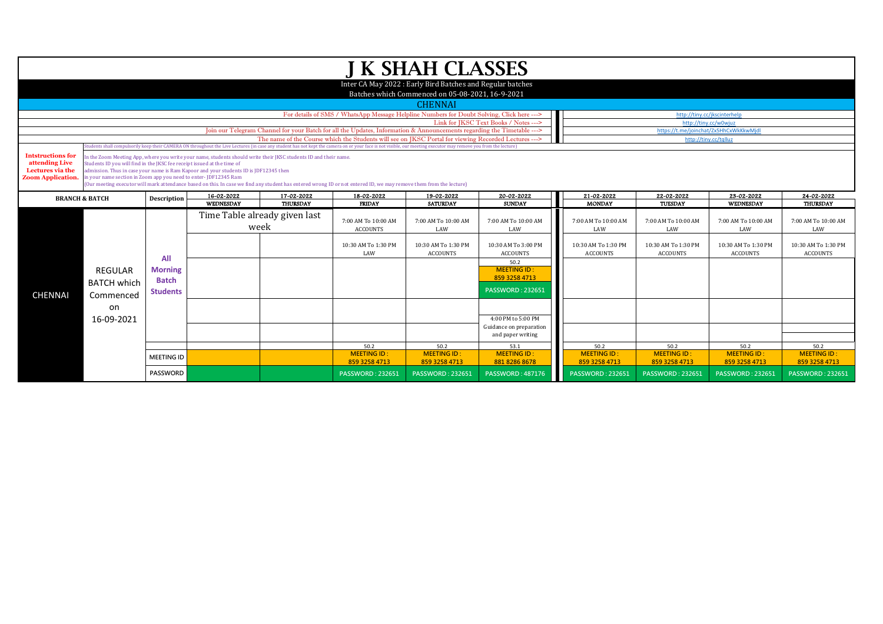# J K SHAH CLASSES

Inter CA May 2022 : Early Bird Batches and Regular batches

Batches which Commenced on 05-08-2021, 16-9-2021

## CHENNAI

| | |
|---|---|
| For details of SMS / WhatsApp Message Helpline Numbers for Doubt Solving, Click here ---> | http://tiny.cc/jkscinterhelp |
| Link for JKSC Text Books / Notes ---> | http://tiny.cc/w0wjuz |
| Join our Telegram Channel for your Batch for all the Updates, Information & Announcements regarding the Timetable ---> | https://t.me/joinchat/Zx5HhCxWkKkwMjdl |
| The name of the Course which the Students will see on JKSC Portal for viewing Recorded Lectures ---> | http://tiny.cc/tqlluz |

Students shall compulsorily keep their CAMERA ON throughout the Live Lectures (in case any student has not kept the camera on or your face is not visible, our meeting executor may remove you from the lecture)

**Intstructions for attending Live Lectures via the Zoom Application.**

In the Zoom Meeting App, where you write your name, students should write their JKSC students ID and their name.
Students ID you will find in the JKSC fee receipt issued at the time of admission. Thus in case your name is Ram Kapoor and your students ID is JDF12345 then in your name section in Zoom app you need to enter- JDF12345 Ram
(Our meeting executor will mark attendance based on this. In case we find any student has entered wrong ID or not entered ID, we may remove them from the lecture)

| BRANCH & BATCH | | Description | 16-02-2022 WEDNESDAY | 17-02-2022 THURSDAY | 18-02-2022 FRIDAY | 19-02-2022 SATURDAY | 20-02-2022 SUNDAY | 21-02-2022 MONDAY | 22-02-2022 TUESDAY | 23-02-2022 WEDNESDAY | 24-02-2022 THURSDAY |
|---|---|---|---|---|---|---|---|---|---|---|---|
| CHENNAI | REGULAR BATCH which Commenced on 16-09-2021 | All Morning Batch Students | Time Table already given last week | | 7:00 AM To 10:00 AM ACCOUNTS | 7:00 AM To 10:00 AM LAW | 7:00 AM To 10:00 AM LAW | 7:00 AM To 10:00 AM LAW | 7:00 AM To 10:00 AM LAW | 7:00 AM To 10:00 AM LAW | 7:00 AM To 10:00 AM LAW |
| | | | | | 10:30 AM To 1:30 PM LAW | 10:30 AM To 1:30 PM ACCOUNTS | 10:30 AM To 3:00 PM ACCOUNTS | 10:30 AM To 1:30 PM ACCOUNTS | 10:30 AM To 1:30 PM ACCOUNTS | 10:30 AM To 1:30 PM ACCOUNTS | 10:30 AM To 1:30 PM ACCOUNTS |
| | | | | | | | 50.2 MEETING ID : 859 3258 4713 PASSWORD : 232651 | | | | |
| | | | | | | | 4:00 PM to 5:00 PM Guidance on preparation and paper writing | | | | |
| | | | | | 50.2 | 50.2 | 53.1 | 50.2 | 50.2 | 50.2 | 50.2 |
| | | MEETING ID | | | MEETING ID : 859 3258 4713 | MEETING ID : 859 3258 4713 | MEETING ID : 881 8286 8678 | MEETING ID : 859 3258 4713 | MEETING ID : 859 3258 4713 | MEETING ID : 859 3258 4713 | MEETING ID : 859 3258 4713 |
| | | PASSWORD | | | PASSWORD : 232651 | PASSWORD : 232651 | PASSWORD : 487176 | PASSWORD : 232651 | PASSWORD : 232651 | PASSWORD : 232651 | PASSWORD : 232651 |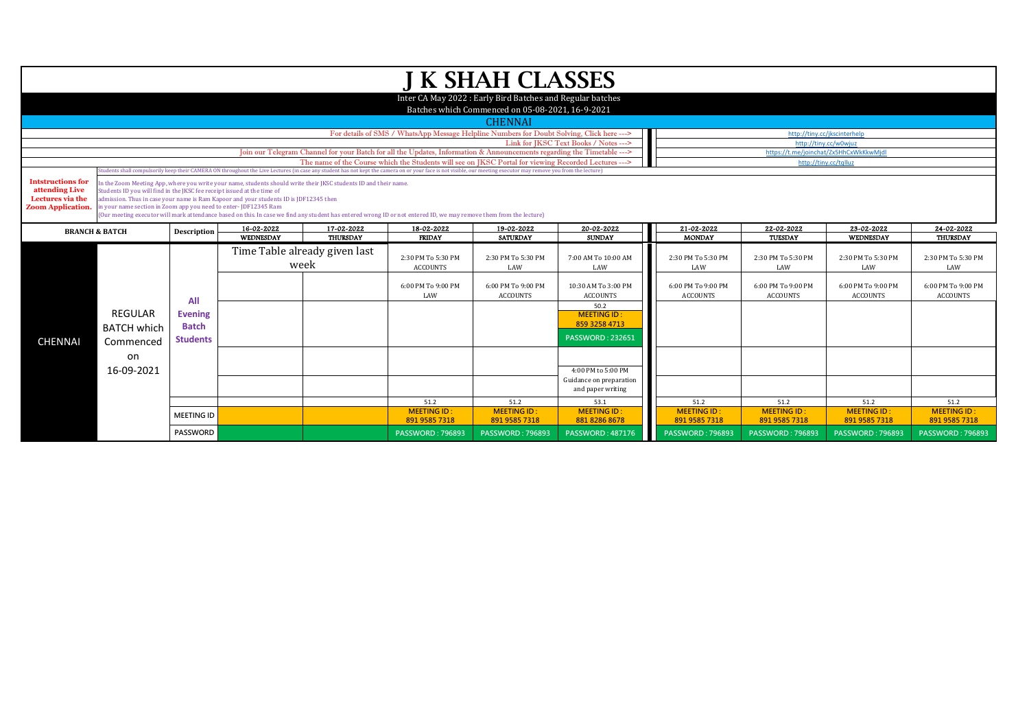# J K SHAH CLASSES

Inter CA May 2022 : Early Bird Batches and Regular batches

Batches which Commenced on 05-08-2021, 16-9-2021

## CHENNAI

| | |
|---|---|
| For details of SMS / WhatsApp Message Helpline Numbers for Doubt Solving, Click here ---> | http://tiny.cc/jkscinterhelp |
| Link for JKSC Text Books / Notes ---> | http://tiny.cc/w0wjuz |
| Join our Telegram Channel for your Batch for all the Updates, Information & Announcements regarding the Timetable ---> | https://t.me/joinchat/Zx5HhCxWkKkwMjdl |
| The name of the Course which the Students will see on JKSC Portal for viewing Recorded Lectures ---> | http://tiny.cc/tqlluz |

Students shall compulsorily keep their CAMERA ON throughout the Live Lectures (in case any student has not kept the camera on or your face is not visible, our meeting executor may remove you from the lecture)

**Intstructions for attending Live Lectures via the Zoom Application.**

In the Zoom Meeting App, where you write your name, students should write their JKSC students ID and their name.
Students ID you will find in the JKSC fee receipt issued at the time of admission. Thus in case your name is Ram Kapoor and your students ID is JDF12345 then in your name section in Zoom app you need to enter- JDF12345 Ram
(Our meeting executor will mark attendance based on this. In case we find any student has entered wrong ID or not entered ID, we may remove them from the lecture)

| BRANCH & BATCH | | Description | 16-02-2022 WEDNESDAY | 17-02-2022 THURSDAY | 18-02-2022 FRIDAY | 19-02-2022 SATURDAY | 20-02-2022 SUNDAY | 21-02-2022 MONDAY | 22-02-2022 TUESDAY | 23-02-2022 WEDNESDAY | 24-02-2022 THURSDAY |
|---|---|---|---|---|---|---|---|---|---|---|---|
| CHENNAI | REGULAR BATCH which Commenced on 16-09-2021 | All Evening Batch Students | Time Table already given last week | | 2:30 PM To 5:30 PM ACCOUNTS | 2:30 PM To 5:30 PM LAW | 7:00 AM To 10:00 AM LAW | 2:30 PM To 5:30 PM LAW | 2:30 PM To 5:30 PM LAW | 2:30 PM To 5:30 PM LAW | 2:30 PM To 5:30 PM LAW |
| | | | | | 6:00 PM To 9:00 PM LAW | 6:00 PM To 9:00 PM ACCOUNTS | 10:30 AM To 3:00 PM ACCOUNTS | 6:00 PM To 9:00 PM ACCOUNTS | 6:00 PM To 9:00 PM ACCOUNTS | 6:00 PM To 9:00 PM ACCOUNTS | 6:00 PM To 9:00 PM ACCOUNTS |
| | | | | | | | 50.2 MEETING ID : 859 3258 4713 PASSWORD : 232651 | | | | |
| | | | | | | | 4:00 PM to 5:00 PM Guidance on preparation and paper writing | | | | |
| | | | | | 51.2 | 51.2 | 53.1 | 51.2 | 51.2 | 51.2 | 51.2 |
| | | MEETING ID | | | MEETING ID : 891 9585 7318 | MEETING ID : 891 9585 7318 | MEETING ID : 881 8286 8678 | MEETING ID : 891 9585 7318 | MEETING ID : 891 9585 7318 | MEETING ID : 891 9585 7318 | MEETING ID : 891 9585 7318 |
| | | PASSWORD | | | PASSWORD : 796893 | PASSWORD : 796893 | PASSWORD : 487176 | PASSWORD : 796893 | PASSWORD : 796893 | PASSWORD : 796893 | PASSWORD : 796893 |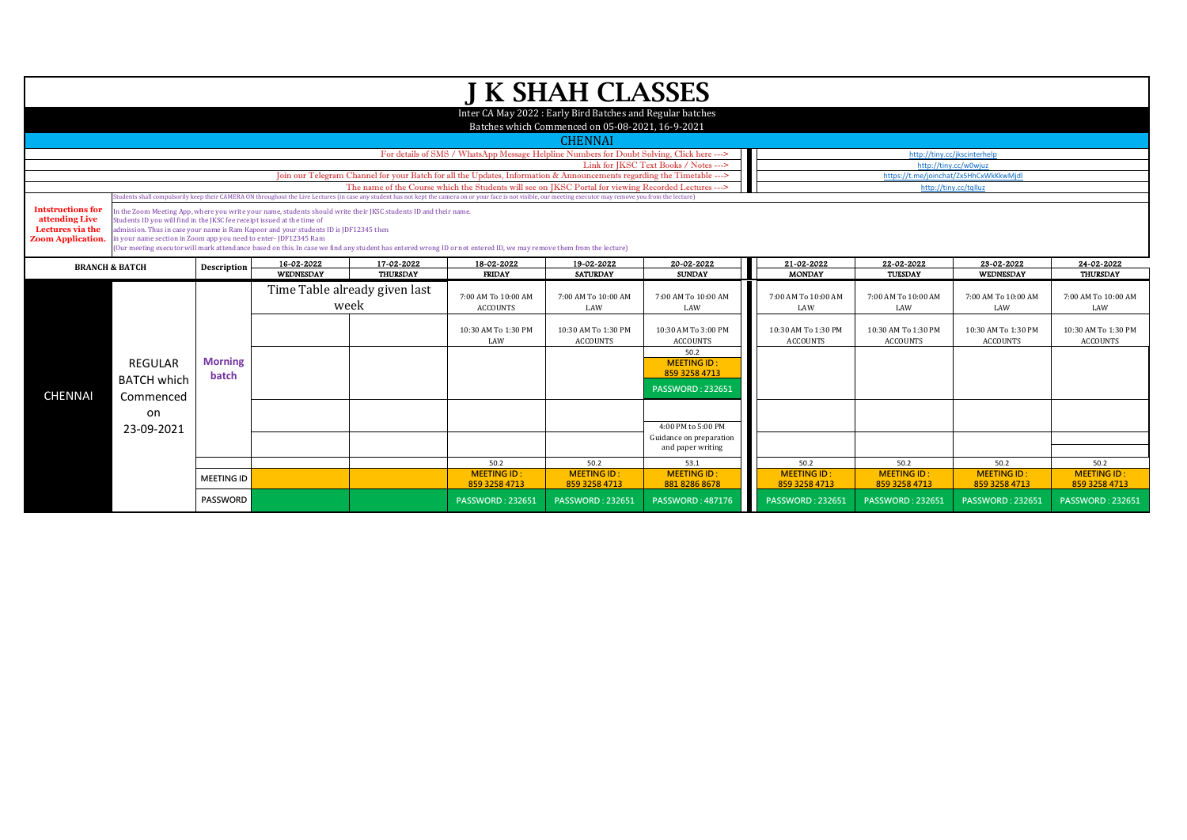# J K SHAH CLASSES

Inter CA May 2022 : Early Bird Batches and Regular batches

Batches which Commenced on 05-08-2021, 16-9-2021

## CHENNAI

| | |
|---|---|
| For details of SMS / WhatsApp Message Helpline Numbers for Doubt Solving, Click here ---> | http://tiny.cc/jkscinterhelp |
| Link for JKSC Text Books / Notes ---> | http://tiny.cc/w0wjuz |
| Join our Telegram Channel for your Batch for all the Updates, Information & Announcements regarding the Timetable ---> | https://t.me/joinchat/Zx5HhCxWkKkwMjdl |
| The name of the Course which the Students will see on JKSC Portal for viewing Recorded Lectures ---> | http://tiny.cc/tqlluz |

Students shall compulsorily keep their CAMERA ON throughout the Live Lectures (in case any student has not kept the camera on or your face is not visible, our meeting executor may remove you from the lecture)

**Intstructions for attending Live Lectures via the Zoom Application.**

In the Zoom Meeting App, where you write your name, students should write their JKSC students ID and their name.
Students ID you will find in the JKSC fee receipt issued at the time of admission. Thus in case your name is Ram Kapoor and your students ID is JDF12345 then in your name section in Zoom app you need to enter- JDF12345 Ram
(Our meeting executor will mark attendance based on this. In case we find any student has entered wrong ID or not entered ID, we may remove them from the lecture)

| BRANCH & BATCH | | Description | 16-02-2022 WEDNESDAY | 17-02-2022 THURSDAY | 18-02-2022 FRIDAY | 19-02-2022 SATURDAY | 20-02-2022 SUNDAY | 21-02-2022 MONDAY | 22-02-2022 TUESDAY | 23-02-2022 WEDNESDAY | 24-02-2022 THURSDAY |
|---|---|---|---|---|---|---|---|---|---|---|---|
| CHENNAI | REGULAR BATCH which Commenced on 23-09-2021 | Morning batch | Time Table already given last week | | 7:00 AM To 10:00 AM ACCOUNTS | 7:00 AM To 10:00 AM LAW | 7:00 AM To 10:00 AM LAW | 7:00 AM To 10:00 AM LAW | 7:00 AM To 10:00 AM LAW | 7:00 AM To 10:00 AM LAW | 7:00 AM To 10:00 AM LAW |
| | | | | | 10:30 AM To 1:30 PM LAW | 10:30 AM To 1:30 PM ACCOUNTS | 10:30 AM To 3:00 PM ACCOUNTS | 10:30 AM To 1:30 PM ACCOUNTS | 10:30 AM To 1:30 PM ACCOUNTS | 10:30 AM To 1:30 PM ACCOUNTS | 10:30 AM To 1:30 PM ACCOUNTS |
| | | | | | | | 50.2 MEETING ID : 859 3258 4713 PASSWORD : 232651 | | | | |
| | | | | | | | 4:00 PM to 5:00 PM Guidance on preparation and paper writing | | | | |
| | | | | | 50.2 | 50.2 | 53.1 | 50.2 | 50.2 | 50.2 | 50.2 |
| | | MEETING ID | | | MEETING ID : 859 3258 4713 | MEETING ID : 859 3258 4713 | MEETING ID : 881 8286 8678 | MEETING ID : 859 3258 4713 | MEETING ID : 859 3258 4713 | MEETING ID : 859 3258 4713 | MEETING ID : 859 3258 4713 |
| | | PASSWORD | | | PASSWORD : 232651 | PASSWORD : 232651 | PASSWORD : 487176 | PASSWORD : 232651 | PASSWORD : 232651 | PASSWORD : 232651 | PASSWORD : 232651 |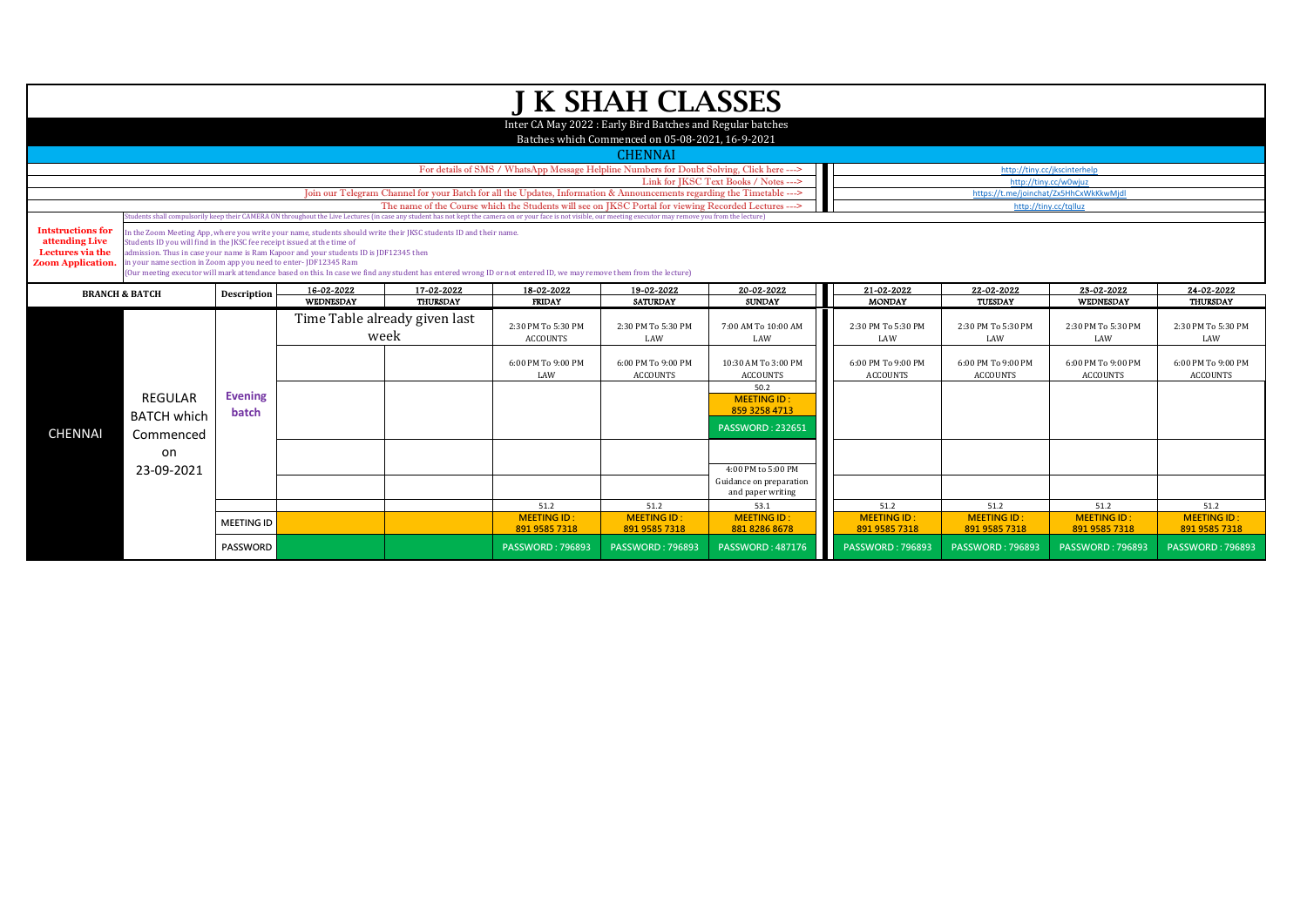# J K SHAH CLASSES

Inter CA May 2022 : Early Bird Batches and Regular batches

Batches which Commenced on 05-08-2021, 16-9-2021

## CHENNAI

| | |
|---|---|
| For details of SMS / WhatsApp Message Helpline Numbers for Doubt Solving, Click here ---> | http://tiny.cc/jkscinterhelp |
| Link for JKSC Text Books / Notes ---> | http://tiny.cc/w0wjuz |
| Join our Telegram Channel for your Batch for all the Updates, Information & Announcements regarding the Timetable ---> | https://t.me/joinchat/Zx5HhCxWkKkwMjdl |
| The name of the Course which the Students will see on JKSC Portal for viewing Recorded Lectures ---> | http://tiny.cc/tqlluz |

Students shall compulsorily keep their CAMERA ON throughout the Live Lectures (in case any student has not kept the camera on or your face is not visible, our meeting executor may remove you from the lecture)

**Intstructions for attending Live Lectures via the Zoom Application.**

In the Zoom Meeting App, where you write your name, students should write their JKSC students ID and their name.
Students ID you will find in the JKSC fee receipt issued at the time of admission. Thus in case your name is Ram Kapoor and your students ID is JDF12345 then in your name section in Zoom app you need to enter- JDF12345 Ram
(Our meeting executor will mark attendance based on this. In case we find any student has entered wrong ID or not entered ID, we may remove them from the lecture)

| BRANCH & BATCH | | Description | 16-02-2022 WEDNESDAY | 17-02-2022 THURSDAY | 18-02-2022 FRIDAY | 19-02-2022 SATURDAY | 20-02-2022 SUNDAY | 21-02-2022 MONDAY | 22-02-2022 TUESDAY | 23-02-2022 WEDNESDAY | 24-02-2022 THURSDAY |
|---|---|---|---|---|---|---|---|---|---|---|---|
| CHENNAI | REGULAR BATCH which Commenced on 23-09-2021 | Evening batch | Time Table already given last week | | 2:30 PM To 5:30 PM ACCOUNTS | 2:30 PM To 5:30 PM LAW | 7:00 AM To 10:00 AM LAW | 2:30 PM To 5:30 PM LAW | 2:30 PM To 5:30 PM LAW | 2:30 PM To 5:30 PM LAW | 2:30 PM To 5:30 PM LAW |
| | | | | | 6:00 PM To 9:00 PM LAW | 6:00 PM To 9:00 PM ACCOUNTS | 10:30 AM To 3:00 PM ACCOUNTS | 6:00 PM To 9:00 PM ACCOUNTS | 6:00 PM To 9:00 PM ACCOUNTS | 6:00 PM To 9:00 PM ACCOUNTS | 6:00 PM To 9:00 PM ACCOUNTS |
| | | | | | | | 50.2 MEETING ID : 859 3258 4713 PASSWORD : 232651 | | | | |
| | | | | | | | 4:00 PM to 5:00 PM Guidance on preparation and paper writing | | | | |
| | | MEETING ID | | | 51.2 MEETING ID : 891 9585 7318 | 51.2 MEETING ID : 891 9585 7318 | 53.1 MEETING ID : 881 8286 8678 | 51.2 MEETING ID : 891 9585 7318 | 51.2 MEETING ID : 891 9585 7318 | 51.2 MEETING ID : 891 9585 7318 | 51.2 MEETING ID : 891 9585 7318 |
| | | PASSWORD | | | PASSWORD : 796893 | PASSWORD : 796893 | PASSWORD : 487176 | PASSWORD : 796893 | PASSWORD : 796893 | PASSWORD : 796893 | PASSWORD : 796893 |